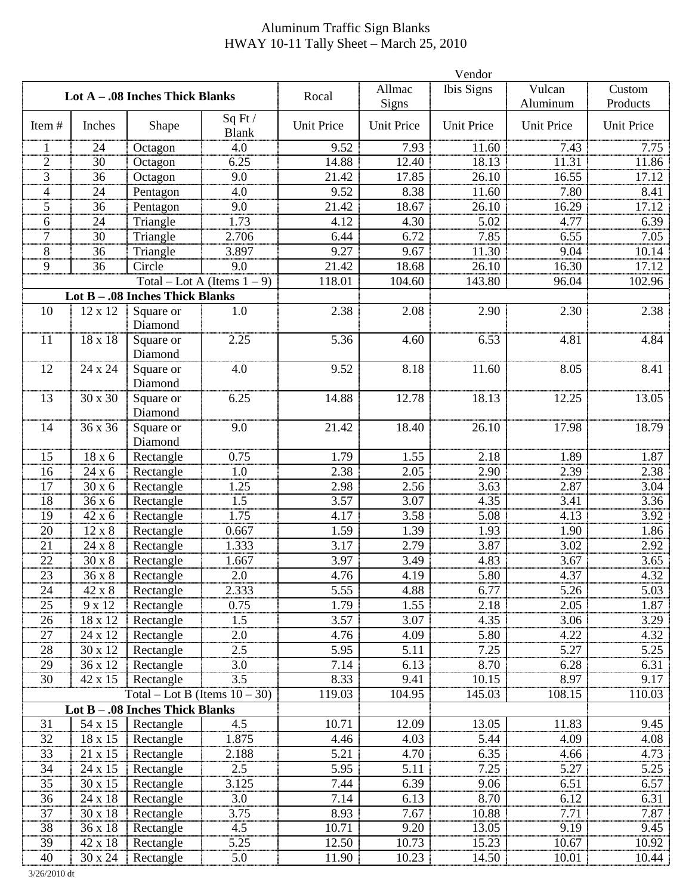# Aluminum Traffic Sign Blanks
## HWAY 10-11 Tally Sheet – March 25, 2010

| | | | | Vendor | | | | |
|---|---|---|---|---|---|---|---|---|
| **Lot A – .08 Inches Thick Blanks** | | | | Rocal | Allmac Signs | Ibis Signs | Vulcan Aluminum | Custom Products |
| Item # | Inches | Shape | Sq Ft / Blank | Unit Price | Unit Price | Unit Price | Unit Price | Unit Price |
| 1 | 24 | Octagon | 4.0 | 9.52 | 7.93 | 11.60 | 7.43 | 7.75 |
| 2 | 30 | Octagon | 6.25 | 14.88 | 12.40 | 18.13 | 11.31 | 11.86 |
| 3 | 36 | Octagon | 9.0 | 21.42 | 17.85 | 26.10 | 16.55 | 17.12 |
| 4 | 24 | Pentagon | 4.0 | 9.52 | 8.38 | 11.60 | 7.80 | 8.41 |
| 5 | 36 | Pentagon | 9.0 | 21.42 | 18.67 | 26.10 | 16.29 | 17.12 |
| 6 | 24 | Triangle | 1.73 | 4.12 | 4.30 | 5.02 | 4.77 | 6.39 |
| 7 | 30 | Triangle | 2.706 | 6.44 | 6.72 | 7.85 | 6.55 | 7.05 |
| 8 | 36 | Triangle | 3.897 | 9.27 | 9.67 | 11.30 | 9.04 | 10.14 |
| 9 | 36 | Circle | 9.0 | 21.42 | 18.68 | 26.10 | 16.30 | 17.12 |
| | | Total – Lot A (Items 1 – 9) | | 118.01 | 104.60 | 143.80 | 96.04 | 102.96 |
| **Lot B – .08 Inches Thick Blanks** | | | | | | | | |
| 10 | 12 x 12 | Square or Diamond | 1.0 | 2.38 | 2.08 | 2.90 | 2.30 | 2.38 |
| 11 | 18 x 18 | Square or Diamond | 2.25 | 5.36 | 4.60 | 6.53 | 4.81 | 4.84 |
| 12 | 24 x 24 | Square or Diamond | 4.0 | 9.52 | 8.18 | 11.60 | 8.05 | 8.41 |
| 13 | 30 x 30 | Square or Diamond | 6.25 | 14.88 | 12.78 | 18.13 | 12.25 | 13.05 |
| 14 | 36 x 36 | Square or Diamond | 9.0 | 21.42 | 18.40 | 26.10 | 17.98 | 18.79 |
| 15 | 18 x 6 | Rectangle | 0.75 | 1.79 | 1.55 | 2.18 | 1.89 | 1.87 |
| 16 | 24 x 6 | Rectangle | 1.0 | 2.38 | 2.05 | 2.90 | 2.39 | 2.38 |
| 17 | 30 x 6 | Rectangle | 1.25 | 2.98 | 2.56 | 3.63 | 2.87 | 3.04 |
| 18 | 36 x 6 | Rectangle | 1.5 | 3.57 | 3.07 | 4.35 | 3.41 | 3.36 |
| 19 | 42 x 6 | Rectangle | 1.75 | 4.17 | 3.58 | 5.08 | 4.13 | 3.92 |
| 20 | 12 x 8 | Rectangle | 0.667 | 1.59 | 1.39 | 1.93 | 1.90 | 1.86 |
| 21 | 24 x 8 | Rectangle | 1.333 | 3.17 | 2.79 | 3.87 | 3.02 | 2.92 |
| 22 | 30 x 8 | Rectangle | 1.667 | 3.97 | 3.49 | 4.83 | 3.67 | 3.65 |
| 23 | 36 x 8 | Rectangle | 2.0 | 4.76 | 4.19 | 5.80 | 4.37 | 4.32 |
| 24 | 42 x 8 | Rectangle | 2.333 | 5.55 | 4.88 | 6.77 | 5.26 | 5.03 |
| 25 | 9 x 12 | Rectangle | 0.75 | 1.79 | 1.55 | 2.18 | 2.05 | 1.87 |
| 26 | 18 x 12 | Rectangle | 1.5 | 3.57 | 3.07 | 4.35 | 3.06 | 3.29 |
| 27 | 24 x 12 | Rectangle | 2.0 | 4.76 | 4.09 | 5.80 | 4.22 | 4.32 |
| 28 | 30 x 12 | Rectangle | 2.5 | 5.95 | 5.11 | 7.25 | 5.27 | 5.25 |
| 29 | 36 x 12 | Rectangle | 3.0 | 7.14 | 6.13 | 8.70 | 6.28 | 6.31 |
| 30 | 42 x 15 | Rectangle | 3.5 | 8.33 | 9.41 | 10.15 | 8.97 | 9.17 |
| | | Total – Lot B (Items 10 – 30) | | 119.03 | 104.95 | 145.03 | 108.15 | 110.03 |
| **Lot B – .08 Inches Thick Blanks** | | | | | | | | |
| 31 | 54 x 15 | Rectangle | 4.5 | 10.71 | 12.09 | 13.05 | 11.83 | 9.45 |
| 32 | 18 x 15 | Rectangle | 1.875 | 4.46 | 4.03 | 5.44 | 4.09 | 4.08 |
| 33 | 21 x 15 | Rectangle | 2.188 | 5.21 | 4.70 | 6.35 | 4.66 | 4.73 |
| 34 | 24 x 15 | Rectangle | 2.5 | 5.95 | 5.11 | 7.25 | 5.27 | 5.25 |
| 35 | 30 x 15 | Rectangle | 3.125 | 7.44 | 6.39 | 9.06 | 6.51 | 6.57 |
| 36 | 24 x 18 | Rectangle | 3.0 | 7.14 | 6.13 | 8.70 | 6.12 | 6.31 |
| 37 | 30 x 18 | Rectangle | 3.75 | 8.93 | 7.67 | 10.88 | 7.71 | 7.87 |
| 38 | 36 x 18 | Rectangle | 4.5 | 10.71 | 9.20 | 13.05 | 9.19 | 9.45 |
| 39 | 42 x 18 | Rectangle | 5.25 | 12.50 | 10.73 | 15.23 | 10.67 | 10.92 |
| 40 | 30 x 24 | Rectangle | 5.0 | 11.90 | 10.23 | 14.50 | 10.01 | 10.44 |

3/26/2010 dt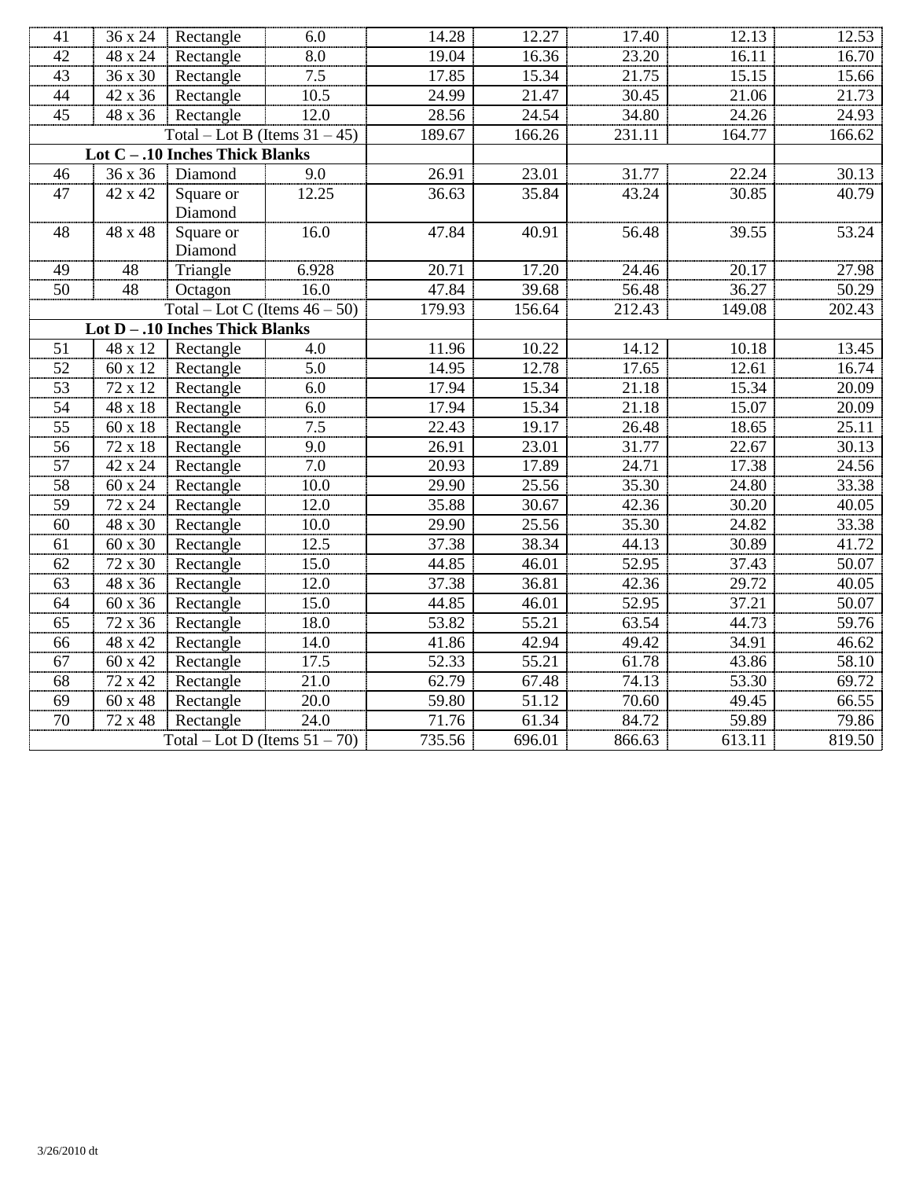| | | | | | | | | |
|---|---|---|---|---|---|---|---|---|
| 41 | 36 x 24 | Rectangle | 6.0 | 14.28 | 12.27 | 17.40 | 12.13 | 12.53 |
| 42 | 48 x 24 | Rectangle | 8.0 | 19.04 | 16.36 | 23.20 | 16.11 | 16.70 |
| 43 | 36 x 30 | Rectangle | 7.5 | 17.85 | 15.34 | 21.75 | 15.15 | 15.66 |
| 44 | 42 x 36 | Rectangle | 10.5 | 24.99 | 21.47 | 30.45 | 21.06 | 21.73 |
| 45 | 48 x 36 | Rectangle | 12.0 | 28.56 | 24.54 | 34.80 | 24.26 | 24.93 |
| Total – Lot B (Items 31 – 45) | | | | 189.67 | 166.26 | 231.11 | 164.77 | 166.62 |
| **Lot C – .10 Inches Thick Blanks** | | | | | | | | |
| 46 | 36 x 36 | Diamond | 9.0 | 26.91 | 23.01 | 31.77 | 22.24 | 30.13 |
| 47 | 42 x 42 | Square or Diamond | 12.25 | 36.63 | 35.84 | 43.24 | 30.85 | 40.79 |
| 48 | 48 x 48 | Square or Diamond | 16.0 | 47.84 | 40.91 | 56.48 | 39.55 | 53.24 |
| 49 | 48 | Triangle | 6.928 | 20.71 | 17.20 | 24.46 | 20.17 | 27.98 |
| 50 | 48 | Octagon | 16.0 | 47.84 | 39.68 | 56.48 | 36.27 | 50.29 |
| Total – Lot C (Items 46 – 50) | | | | 179.93 | 156.64 | 212.43 | 149.08 | 202.43 |
| **Lot D – .10 Inches Thick Blanks** | | | | | | | | |
| 51 | 48 x 12 | Rectangle | 4.0 | 11.96 | 10.22 | 14.12 | 10.18 | 13.45 |
| 52 | 60 x 12 | Rectangle | 5.0 | 14.95 | 12.78 | 17.65 | 12.61 | 16.74 |
| 53 | 72 x 12 | Rectangle | 6.0 | 17.94 | 15.34 | 21.18 | 15.34 | 20.09 |
| 54 | 48 x 18 | Rectangle | 6.0 | 17.94 | 15.34 | 21.18 | 15.07 | 20.09 |
| 55 | 60 x 18 | Rectangle | 7.5 | 22.43 | 19.17 | 26.48 | 18.65 | 25.11 |
| 56 | 72 x 18 | Rectangle | 9.0 | 26.91 | 23.01 | 31.77 | 22.67 | 30.13 |
| 57 | 42 x 24 | Rectangle | 7.0 | 20.93 | 17.89 | 24.71 | 17.38 | 24.56 |
| 58 | 60 x 24 | Rectangle | 10.0 | 29.90 | 25.56 | 35.30 | 24.80 | 33.38 |
| 59 | 72 x 24 | Rectangle | 12.0 | 35.88 | 30.67 | 42.36 | 30.20 | 40.05 |
| 60 | 48 x 30 | Rectangle | 10.0 | 29.90 | 25.56 | 35.30 | 24.82 | 33.38 |
| 61 | 60 x 30 | Rectangle | 12.5 | 37.38 | 38.34 | 44.13 | 30.89 | 41.72 |
| 62 | 72 x 30 | Rectangle | 15.0 | 44.85 | 46.01 | 52.95 | 37.43 | 50.07 |
| 63 | 48 x 36 | Rectangle | 12.0 | 37.38 | 36.81 | 42.36 | 29.72 | 40.05 |
| 64 | 60 x 36 | Rectangle | 15.0 | 44.85 | 46.01 | 52.95 | 37.21 | 50.07 |
| 65 | 72 x 36 | Rectangle | 18.0 | 53.82 | 55.21 | 63.54 | 44.73 | 59.76 |
| 66 | 48 x 42 | Rectangle | 14.0 | 41.86 | 42.94 | 49.42 | 34.91 | 46.62 |
| 67 | 60 x 42 | Rectangle | 17.5 | 52.33 | 55.21 | 61.78 | 43.86 | 58.10 |
| 68 | 72 x 42 | Rectangle | 21.0 | 62.79 | 67.48 | 74.13 | 53.30 | 69.72 |
| 69 | 60 x 48 | Rectangle | 20.0 | 59.80 | 51.12 | 70.60 | 49.45 | 66.55 |
| 70 | 72 x 48 | Rectangle | 24.0 | 71.76 | 61.34 | 84.72 | 59.89 | 79.86 |
| Total – Lot D (Items 51 – 70) | | | | 735.56 | 696.01 | 866.63 | 613.11 | 819.50 |

3/26/2010 dt